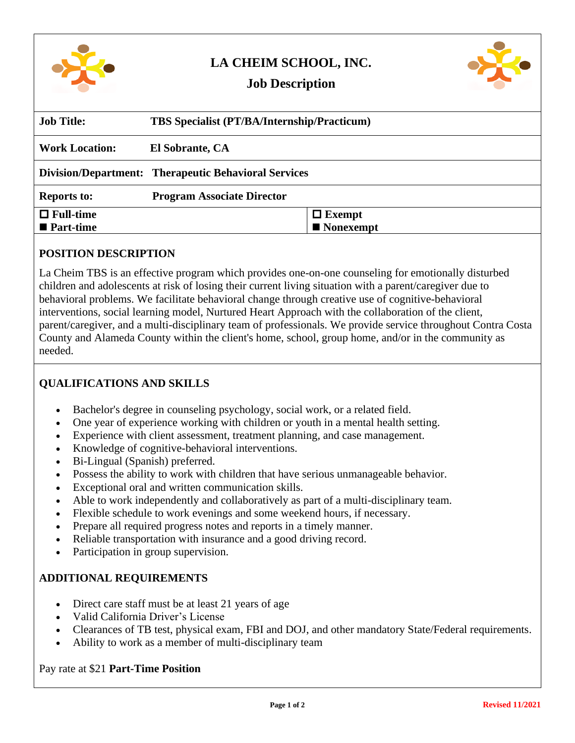# LA CHEIM SCHOOL, INC.

## Job Description

| **Job Title:** | **TBS Specialist (PT/BA/Internship/Practicum)** |
|---|---|
| **Work Location:** | **El Sobrante, CA** |
| **Division/Department:** | **Therapeutic Behavioral Services** |
| **Reports to:** | **Program Associate Director** |
| ☐ **Full-time** ■ **Part-time** | ☐ **Exempt** ■ **Nonexempt** |

### POSITION DESCRIPTION

La Cheim TBS is an effective program which provides one-on-one counseling for emotionally disturbed children and adolescents at risk of losing their current living situation with a parent/caregiver due to behavioral problems. We facilitate behavioral change through creative use of cognitive-behavioral interventions, social learning model, Nurtured Heart Approach with the collaboration of the client, parent/caregiver, and a multi-disciplinary team of professionals. We provide service throughout Contra Costa County and Alameda County within the client's home, school, group home, and/or in the community as needed.

### QUALIFICATIONS AND SKILLS

- Bachelor's degree in counseling psychology, social work, or a related field.
- One year of experience working with children or youth in a mental health setting.
- Experience with client assessment, treatment planning, and case management.
- Knowledge of cognitive-behavioral interventions.
- Bi-Lingual (Spanish) preferred.
- Possess the ability to work with children that have serious unmanageable behavior.
- Exceptional oral and written communication skills.
- Able to work independently and collaboratively as part of a multi-disciplinary team.
- Flexible schedule to work evenings and some weekend hours, if necessary.
- Prepare all required progress notes and reports in a timely manner.
- Reliable transportation with insurance and a good driving record.
- Participation in group supervision.

### ADDITIONAL REQUIREMENTS

- Direct care staff must be at least 21 years of age
- Valid California Driver's License
- Clearances of TB test, physical exam, FBI and DOJ, and other mandatory State/Federal requirements.
- Ability to work as a member of multi-disciplinary team

Pay rate at $21 **Part-Time Position**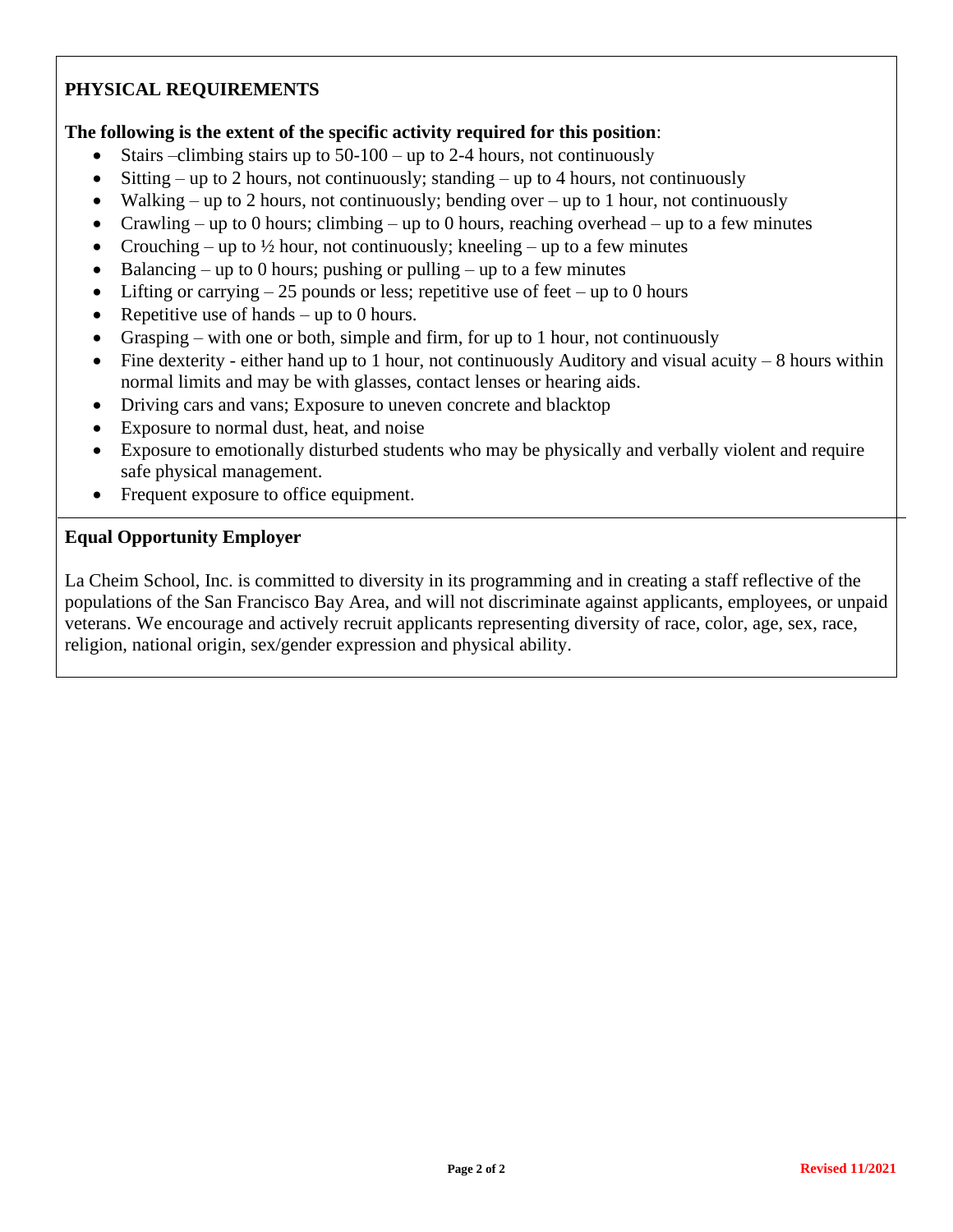## PHYSICAL REQUIREMENTS

**The following is the extent of the specific activity required for this position**:

- Stairs –climbing stairs up to 50-100 – up to 2-4 hours, not continuously
- Sitting – up to 2 hours, not continuously; standing – up to 4 hours, not continuously
- Walking – up to 2 hours, not continuously; bending over – up to 1 hour, not continuously
- Crawling – up to 0 hours; climbing – up to 0 hours, reaching overhead – up to a few minutes
- Crouching – up to ½ hour, not continuously; kneeling – up to a few minutes
- Balancing – up to 0 hours; pushing or pulling – up to a few minutes
- Lifting or carrying – 25 pounds or less; repetitive use of feet – up to 0 hours
- Repetitive use of hands – up to 0 hours.
- Grasping – with one or both, simple and firm, for up to 1 hour, not continuously
- Fine dexterity - either hand up to 1 hour, not continuously Auditory and visual acuity – 8 hours within normal limits and may be with glasses, contact lenses or hearing aids.
- Driving cars and vans; Exposure to uneven concrete and blacktop
- Exposure to normal dust, heat, and noise
- Exposure to emotionally disturbed students who may be physically and verbally violent and require safe physical management.
- Frequent exposure to office equipment.

## Equal Opportunity Employer

La Cheim School, Inc. is committed to diversity in its programming and in creating a staff reflective of the populations of the San Francisco Bay Area, and will not discriminate against applicants, employees, or unpaid veterans. We encourage and actively recruit applicants representing diversity of race, color, age, sex, race, religion, national origin, sex/gender expression and physical ability.

Revised 11/2021